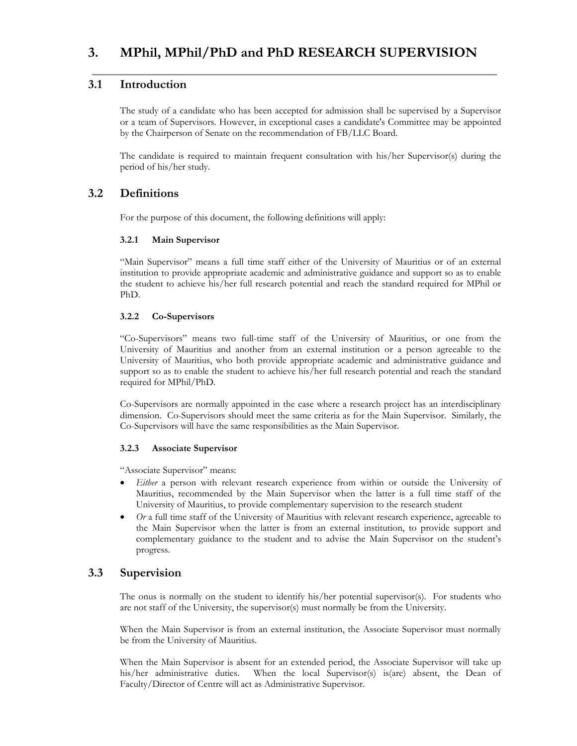# 3. MPhil, MPhil/PhD and PhD RESEARCH SUPERVISION

## 3.1 Introduction

The study of a candidate who has been accepted for admission shall be supervised by a Supervisor or a team of Supervisors. However, in exceptional cases a candidate's Committee may be appointed by the Chairperson of Senate on the recommendation of FB/LLC Board.

The candidate is required to maintain frequent consultation with his/her Supervisor(s) during the period of his/her study.

## 3.2 Definitions

For the purpose of this document, the following definitions will apply:

### 3.2.1 Main Supervisor

"Main Supervisor" means a full time staff either of the University of Mauritius or of an external institution to provide appropriate academic and administrative guidance and support so as to enable the student to achieve his/her full research potential and reach the standard required for MPhil or PhD.

### 3.2.2 Co-Supervisors

"Co-Supervisors" means two full-time staff of the University of Mauritius, or one from the University of Mauritius and another from an external institution or a person agreeable to the University of Mauritius, who both provide appropriate academic and administrative guidance and support so as to enable the student to achieve his/her full research potential and reach the standard required for MPhil/PhD.

Co-Supervisors are normally appointed in the case where a research project has an interdisciplinary dimension. Co-Supervisors should meet the same criteria as for the Main Supervisor. Similarly, the Co-Supervisors will have the same responsibilities as the Main Supervisor.

### 3.2.3 Associate Supervisor

"Associate Supervisor" means:

- *Either* a person with relevant research experience from within or outside the University of Mauritius, recommended by the Main Supervisor when the latter is a full time staff of the University of Mauritius, to provide complementary supervision to the research student
- *Or* a full time staff of the University of Mauritius with relevant research experience, agreeable to the Main Supervisor when the latter is from an external institution, to provide support and complementary guidance to the student and to advise the Main Supervisor on the student's progress.

## 3.3 Supervision

The onus is normally on the student to identify his/her potential supervisor(s). For students who are not staff of the University, the supervisor(s) must normally be from the University.

When the Main Supervisor is from an external institution, the Associate Supervisor must normally be from the University of Mauritius.

When the Main Supervisor is absent for an extended period, the Associate Supervisor will take up his/her administrative duties. When the local Supervisor(s) is(are) absent, the Dean of Faculty/Director of Centre will act as Administrative Supervisor.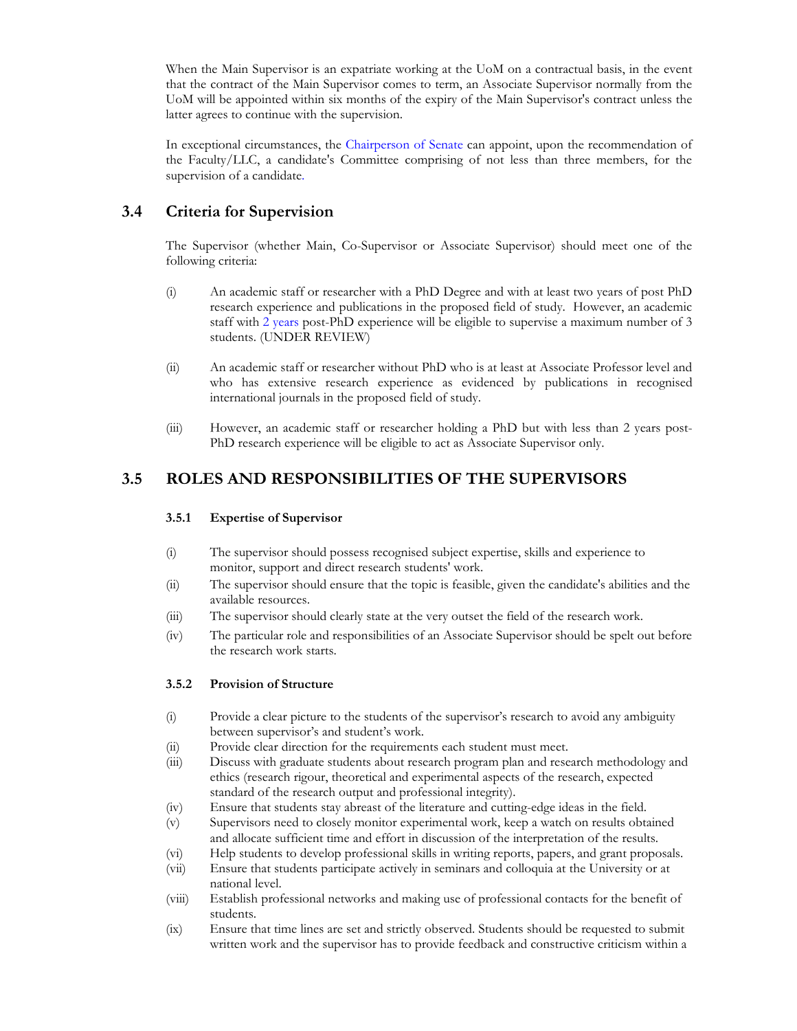When the Main Supervisor is an expatriate working at the UoM on a contractual basis, in the event that the contract of the Main Supervisor comes to term, an Associate Supervisor normally from the UoM will be appointed within six months of the expiry of the Main Supervisor's contract unless the latter agrees to continue with the supervision.

In exceptional circumstances, the Chairperson of Senate can appoint, upon the recommendation of the Faculty/LLC, a candidate's Committee comprising of not less than three members, for the supervision of a candidate.

## 3.4 Criteria for Supervision

The Supervisor (whether Main, Co-Supervisor or Associate Supervisor) should meet one of the following criteria:

(i) An academic staff or researcher with a PhD Degree and with at least two years of post PhD research experience and publications in the proposed field of study. However, an academic staff with 2 years post-PhD experience will be eligible to supervise a maximum number of 3 students. (UNDER REVIEW)

(ii) An academic staff or researcher without PhD who is at least at Associate Professor level and who has extensive research experience as evidenced by publications in recognised international journals in the proposed field of study.

(iii) However, an academic staff or researcher holding a PhD but with less than 2 years post-PhD research experience will be eligible to act as Associate Supervisor only.

## 3.5 ROLES AND RESPONSIBILITIES OF THE SUPERVISORS

### 3.5.1 Expertise of Supervisor

(i) The supervisor should possess recognised subject expertise, skills and experience to monitor, support and direct research students' work.

(ii) The supervisor should ensure that the topic is feasible, given the candidate's abilities and the available resources.

(iii) The supervisor should clearly state at the very outset the field of the research work.

(iv) The particular role and responsibilities of an Associate Supervisor should be spelt out before the research work starts.

### 3.5.2 Provision of Structure

(i) Provide a clear picture to the students of the supervisor's research to avoid any ambiguity between supervisor's and student's work.

(ii) Provide clear direction for the requirements each student must meet.

(iii) Discuss with graduate students about research program plan and research methodology and ethics (research rigour, theoretical and experimental aspects of the research, expected standard of the research output and professional integrity).

(iv) Ensure that students stay abreast of the literature and cutting-edge ideas in the field.

(v) Supervisors need to closely monitor experimental work, keep a watch on results obtained and allocate sufficient time and effort in discussion of the interpretation of the results.

(vi) Help students to develop professional skills in writing reports, papers, and grant proposals.

(vii) Ensure that students participate actively in seminars and colloquia at the University or at national level.

(viii) Establish professional networks and making use of professional contacts for the benefit of students.

(ix) Ensure that time lines are set and strictly observed. Students should be requested to submit written work and the supervisor has to provide feedback and constructive criticism within a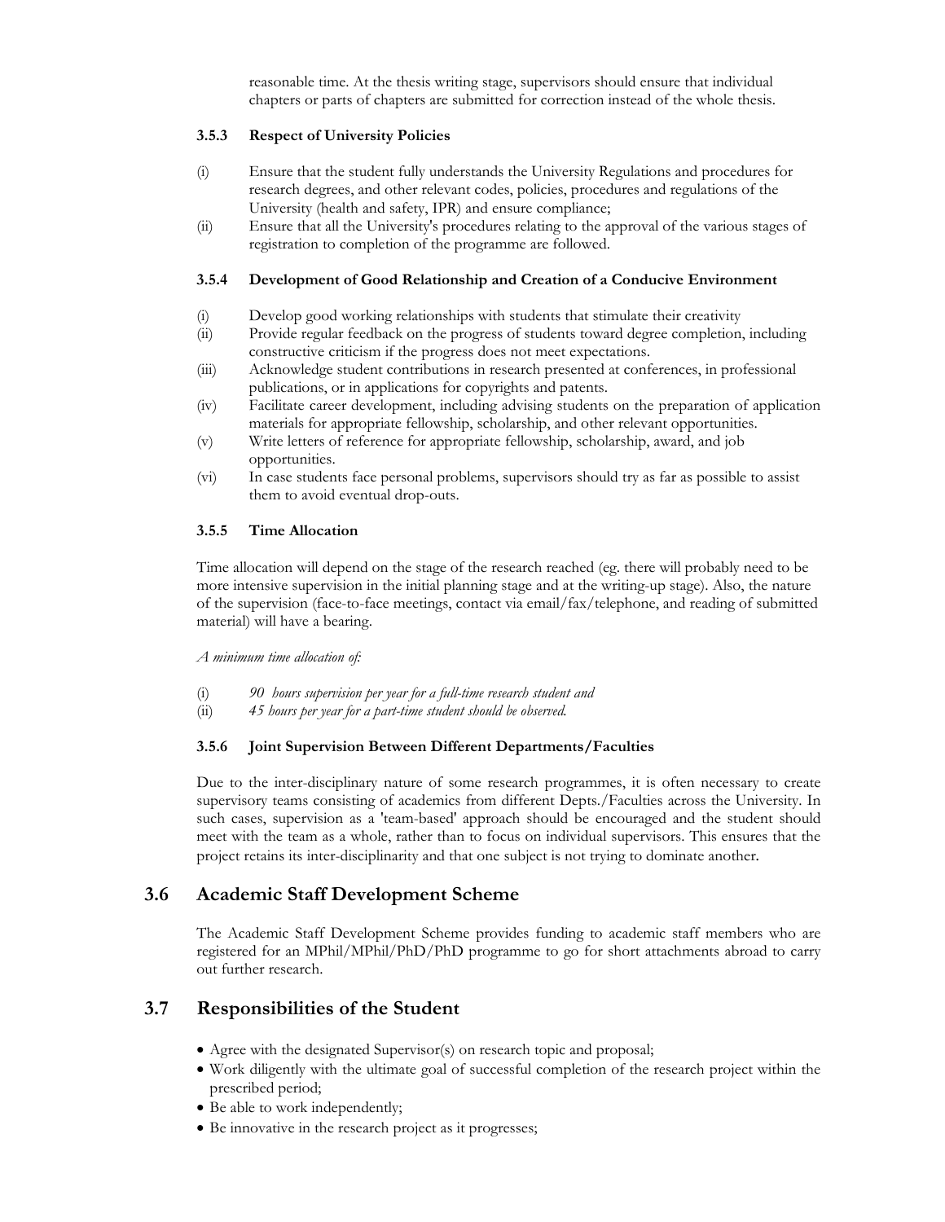reasonable time. At the thesis writing stage, supervisors should ensure that individual chapters or parts of chapters are submitted for correction instead of the whole thesis.

#### 3.5.3 Respect of University Policies

(i) Ensure that the student fully understands the University Regulations and procedures for research degrees, and other relevant codes, policies, procedures and regulations of the University (health and safety, IPR) and ensure compliance;

(ii) Ensure that all the University's procedures relating to the approval of the various stages of registration to completion of the programme are followed.

#### 3.5.4 Development of Good Relationship and Creation of a Conducive Environment

(i) Develop good working relationships with students that stimulate their creativity

(ii) Provide regular feedback on the progress of students toward degree completion, including constructive criticism if the progress does not meet expectations.

(iii) Acknowledge student contributions in research presented at conferences, in professional publications, or in applications for copyrights and patents.

(iv) Facilitate career development, including advising students on the preparation of application materials for appropriate fellowship, scholarship, and other relevant opportunities.

(v) Write letters of reference for appropriate fellowship, scholarship, award, and job opportunities.

(vi) In case students face personal problems, supervisors should try as far as possible to assist them to avoid eventual drop-outs.

#### 3.5.5 Time Allocation

Time allocation will depend on the stage of the research reached (eg. there will probably need to be more intensive supervision in the initial planning stage and at the writing-up stage). Also, the nature of the supervision (face-to-face meetings, contact via email/fax/telephone, and reading of submitted material) will have a bearing.

*A minimum time allocation of:*

(i) *90 hours supervision per year for a full-time research student and*

(ii) *45 hours per year for a part-time student should be observed.*

#### 3.5.6 Joint Supervision Between Different Departments/Faculties

Due to the inter-disciplinary nature of some research programmes, it is often necessary to create supervisory teams consisting of academics from different Depts./Faculties across the University. In such cases, supervision as a 'team-based' approach should be encouraged and the student should meet with the team as a whole, rather than to focus on individual supervisors. This ensures that the project retains its inter-disciplinarity and that one subject is not trying to dominate another.

## 3.6 Academic Staff Development Scheme

The Academic Staff Development Scheme provides funding to academic staff members who are registered for an MPhil/MPhil/PhD/PhD programme to go for short attachments abroad to carry out further research.

## 3.7 Responsibilities of the Student

- Agree with the designated Supervisor(s) on research topic and proposal;
- Work diligently with the ultimate goal of successful completion of the research project within the prescribed period;
- Be able to work independently;
- Be innovative in the research project as it progresses;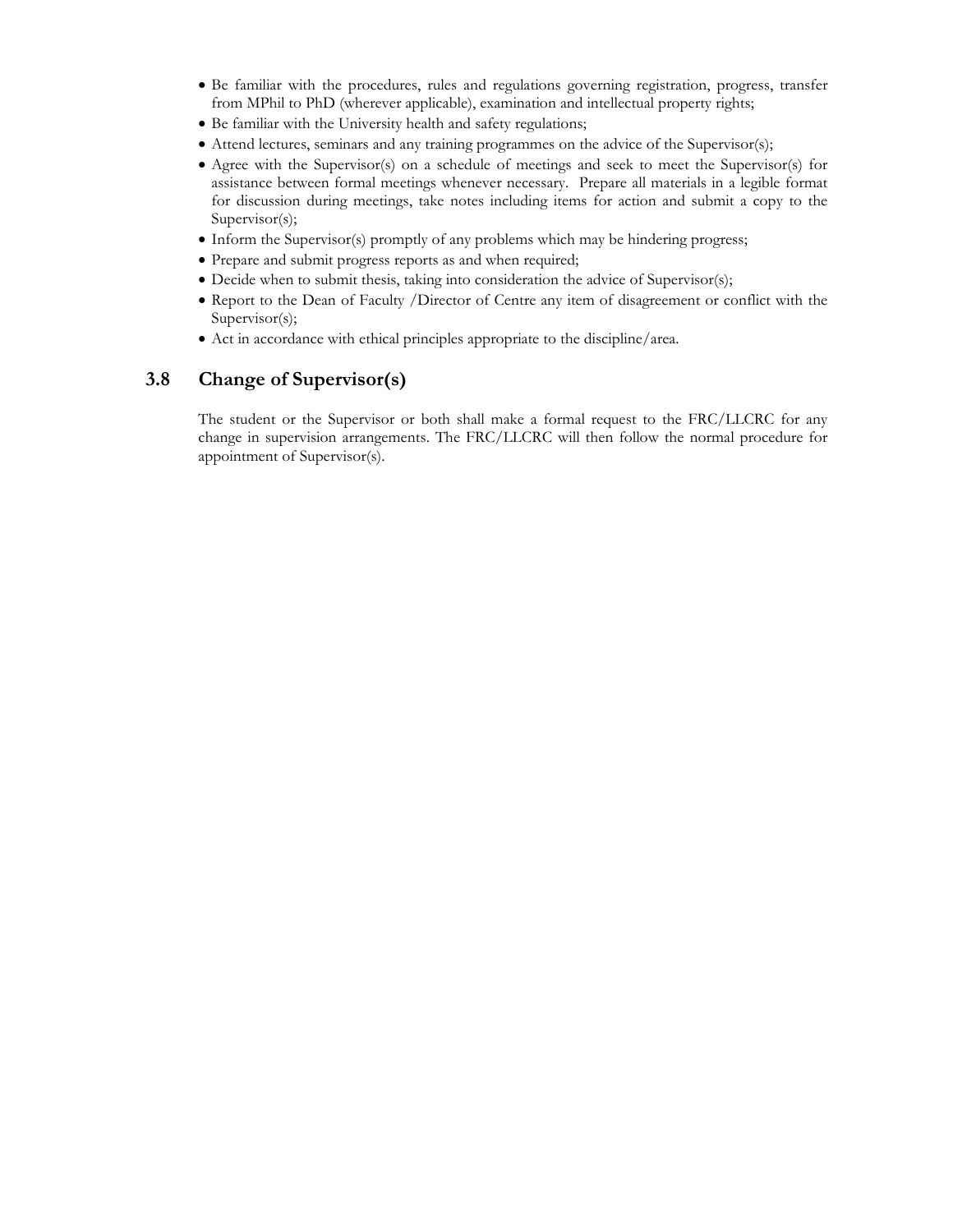- Be familiar with the procedures, rules and regulations governing registration, progress, transfer from MPhil to PhD (wherever applicable), examination and intellectual property rights;
- Be familiar with the University health and safety regulations;
- Attend lectures, seminars and any training programmes on the advice of the Supervisor(s);
- Agree with the Supervisor(s) on a schedule of meetings and seek to meet the Supervisor(s) for assistance between formal meetings whenever necessary. Prepare all materials in a legible format for discussion during meetings, take notes including items for action and submit a copy to the Supervisor(s);
- Inform the Supervisor(s) promptly of any problems which may be hindering progress;
- Prepare and submit progress reports as and when required;
- Decide when to submit thesis, taking into consideration the advice of Supervisor(s);
- Report to the Dean of Faculty /Director of Centre any item of disagreement or conflict with the Supervisor(s);
- Act in accordance with ethical principles appropriate to the discipline/area.

## 3.8 Change of Supervisor(s)

The student or the Supervisor or both shall make a formal request to the FRC/LLCRC for any change in supervision arrangements. The FRC/LLCRC will then follow the normal procedure for appointment of Supervisor(s).